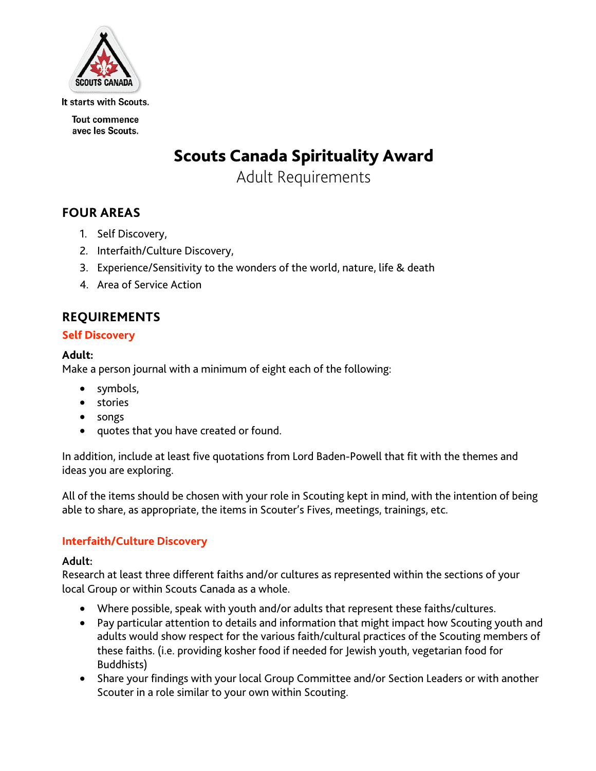It starts with Scouts.

Tout commence avec les Scouts.

# Scouts Canada Spirituality Award

Adult Requirements

## FOUR AREAS

1. Self Discovery,
2. Interfaith/Culture Discovery,
3. Experience/Sensitivity to the wonders of the world, nature, life & death
4. Area of Service Action

## REQUIREMENTS

### Self Discovery

**Adult:**
Make a person journal with a minimum of eight each of the following:

- symbols,
- stories
- songs
- quotes that you have created or found.

In addition, include at least five quotations from Lord Baden-Powell that fit with the themes and ideas you are exploring.

All of the items should be chosen with your role in Scouting kept in mind, with the intention of being able to share, as appropriate, the items in Scouter's Fives, meetings, trainings, etc.

### Interfaith/Culture Discovery

**Adult:**
Research at least three different faiths and/or cultures as represented within the sections of your local Group or within Scouts Canada as a whole.

- Where possible, speak with youth and/or adults that represent these faiths/cultures.
- Pay particular attention to details and information that might impact how Scouting youth and adults would show respect for the various faith/cultural practices of the Scouting members of these faiths. (i.e. providing kosher food if needed for Jewish youth, vegetarian food for Buddhists)
- Share your findings with your local Group Committee and/or Section Leaders or with another Scouter in a role similar to your own within Scouting.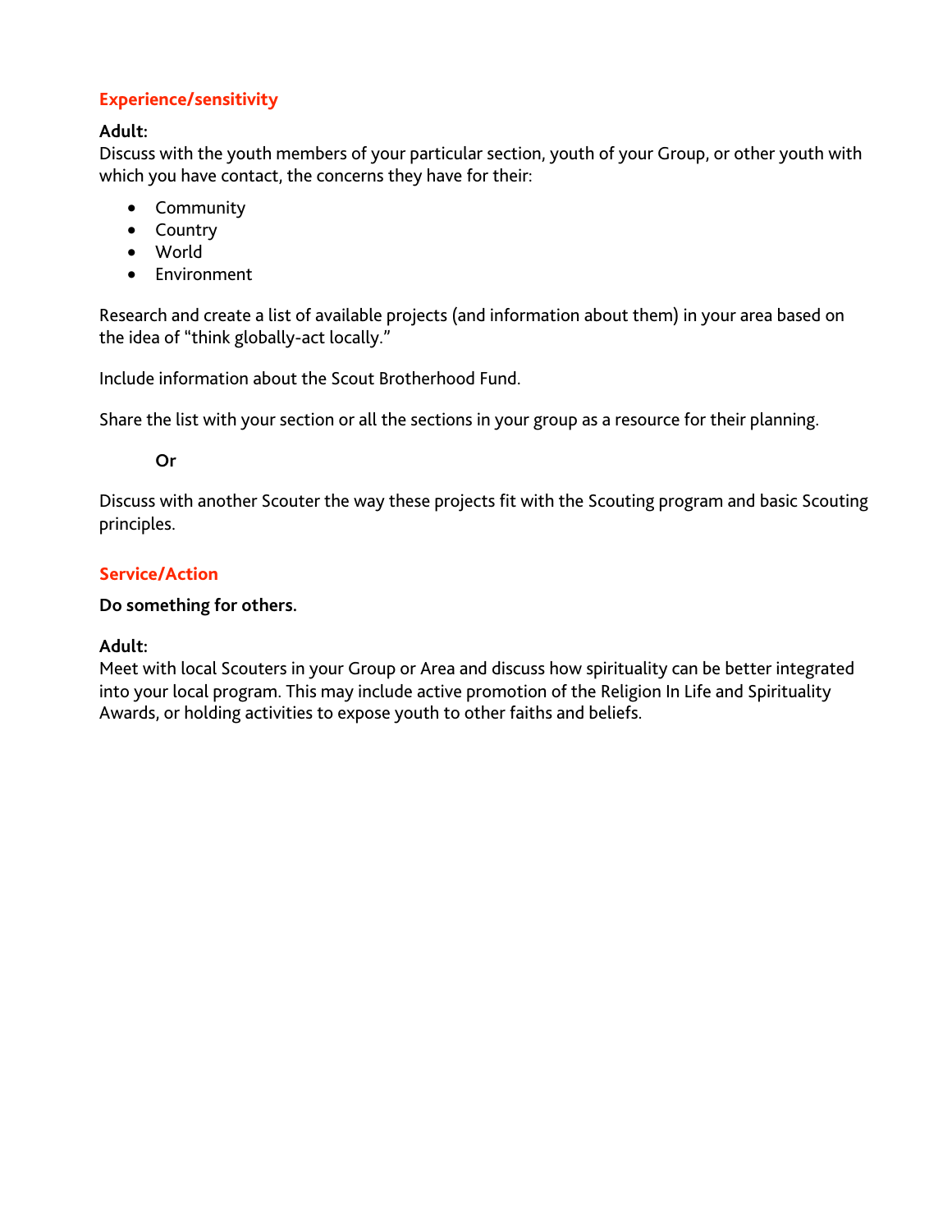## Experience/sensitivity

**Adult:**
Discuss with the youth members of your particular section, youth of your Group, or other youth with which you have contact, the concerns they have for their:

- Community
- Country
- World
- Environment

Research and create a list of available projects (and information about them) in your area based on the idea of "think globally-act locally."

Include information about the Scout Brotherhood Fund.

Share the list with your section or all the sections in your group as a resource for their planning.

**Or**

Discuss with another Scouter the way these projects fit with the Scouting program and basic Scouting principles.

## Service/Action

**Do something for others.**

**Adult:**
Meet with local Scouters in your Group or Area and discuss how spirituality can be better integrated into your local program. This may include active promotion of the Religion In Life and Spirituality Awards, or holding activities to expose youth to other faiths and beliefs.